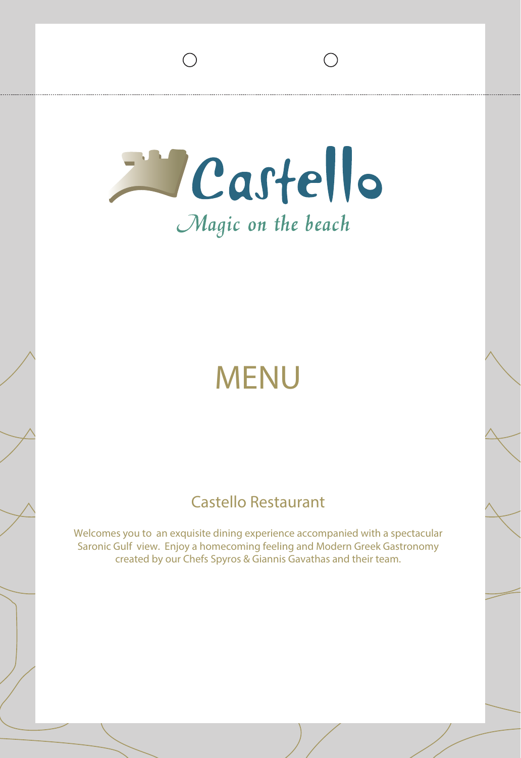# Castello

*Magic on the beach*

# MENU

## Castello Restaurant

Welcomes you to an exquisite dining experience accompanied with a spectacular Saronic Gulf view. Enjoy a homecoming feeling and Modern Greek Gastronomy created by our Chefs Spyros & Giannis Gavathas and their team.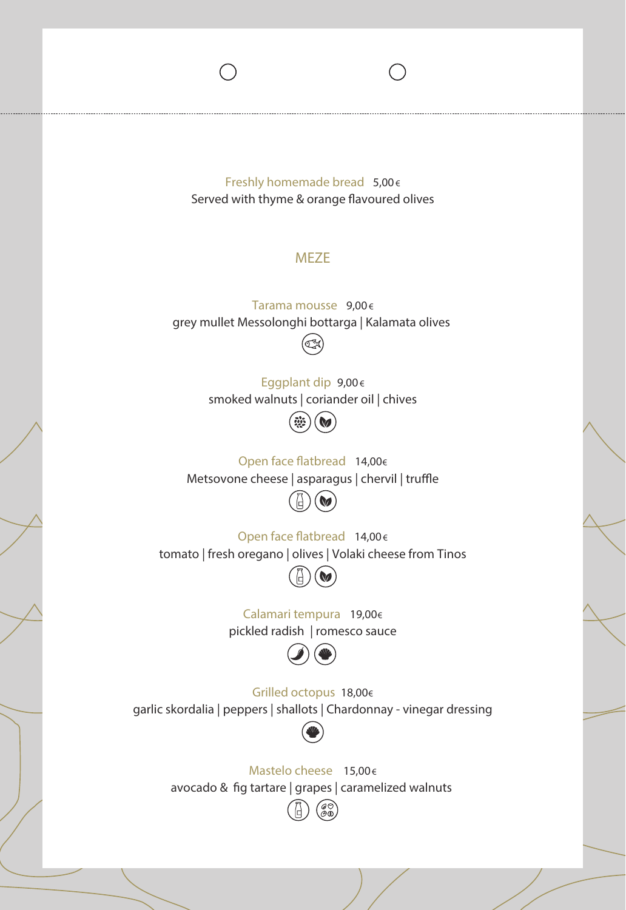**Freshly homemade bread** 5,00€
Served with thyme & orange flavoured olives

## MEZE

**Tarama mousse** 9,00€
grey mullet Messolonghi bottarga | Kalamata olives

**Eggplant dip** 9,00€
smoked walnuts | coriander oil | chives

**Open face flatbread** 14,00€
Metsovone cheese | asparagus | chervil | truffle

**Open face flatbread** 14,00€
tomato | fresh oregano | olives | Volaki cheese from Tinos

**Calamari tempura** 19,00€
pickled radish | romesco sauce

**Grilled octopus** 18,00€
garlic skordalia | peppers | shallots | Chardonnay - vinegar dressing

**Mastelo cheese** 15,00€
avocado & fig tartare | grapes | caramelized walnuts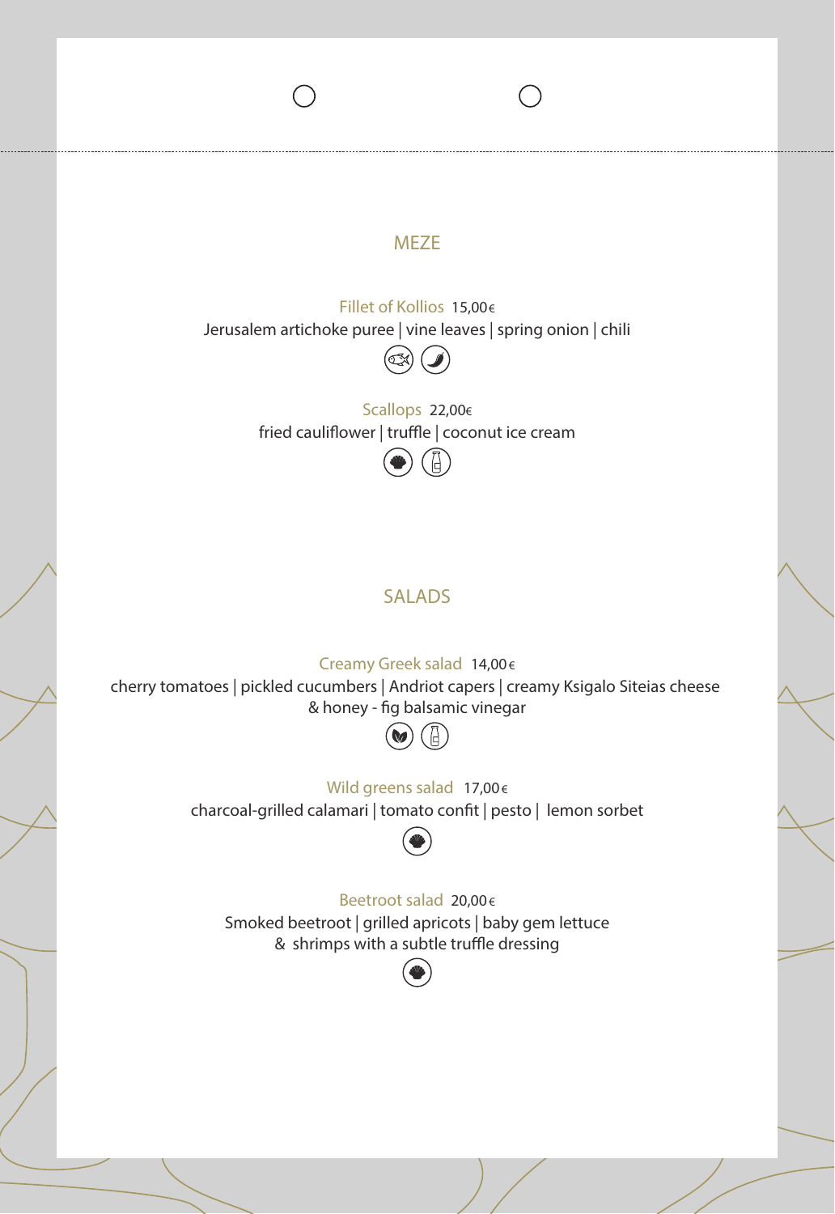## MEZE

**Fillet of Kollios** 15,00€
Jerusalem artichoke puree | vine leaves | spring onion | chili

**Scallops** 22,00€
fried cauliflower | truffle | coconut ice cream

## SALADS

**Creamy Greek salad** 14,00€
cherry tomatoes | pickled cucumbers | Andriot capers | creamy Ksigalo Siteias cheese
& honey - fig balsamic vinegar

**Wild greens salad** 17,00€
charcoal-grilled calamari | tomato confit | pesto | lemon sorbet

**Beetroot salad** 20,00€
Smoked beetroot | grilled apricots | baby gem lettuce
& shrimps with a subtle truffle dressing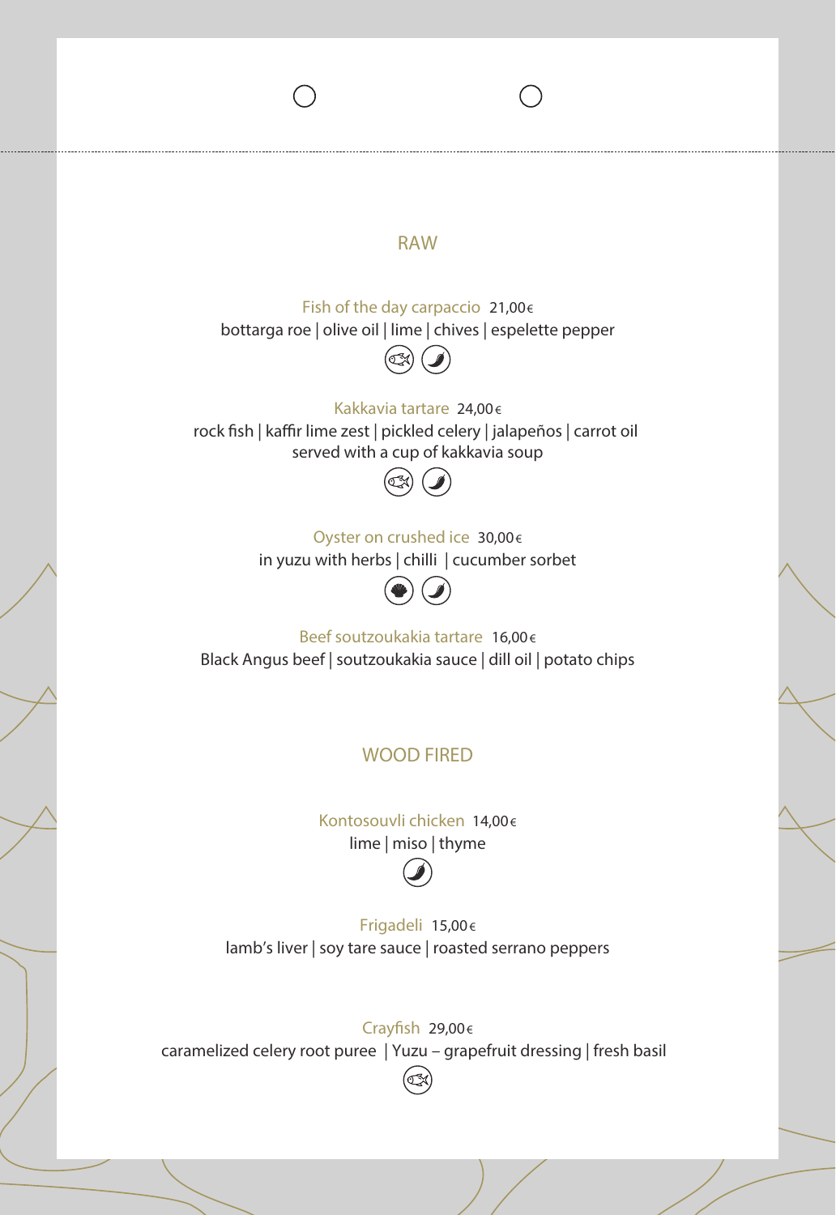## RAW

Fish of the day carpaccio 21,00€
bottarga roe | olive oil | lime | chives | espelette pepper

Kakkavia tartare 24,00€
rock fish | kaffir lime zest | pickled celery | jalapeños | carrot oil
served with a cup of kakkavia soup

Oyster on crushed ice 30,00€
in yuzu with herbs | chilli | cucumber sorbet

Beef soutzoukakia tartare 16,00€
Black Angus beef | soutzoukakia sauce | dill oil | potato chips

## WOOD FIRED

Kontosouvli chicken 14,00€
lime | miso | thyme

Frigadeli 15,00€
lamb's liver | soy tare sauce | roasted serrano peppers

Crayfish 29,00€
caramelized celery root puree | Yuzu – grapefruit dressing | fresh basil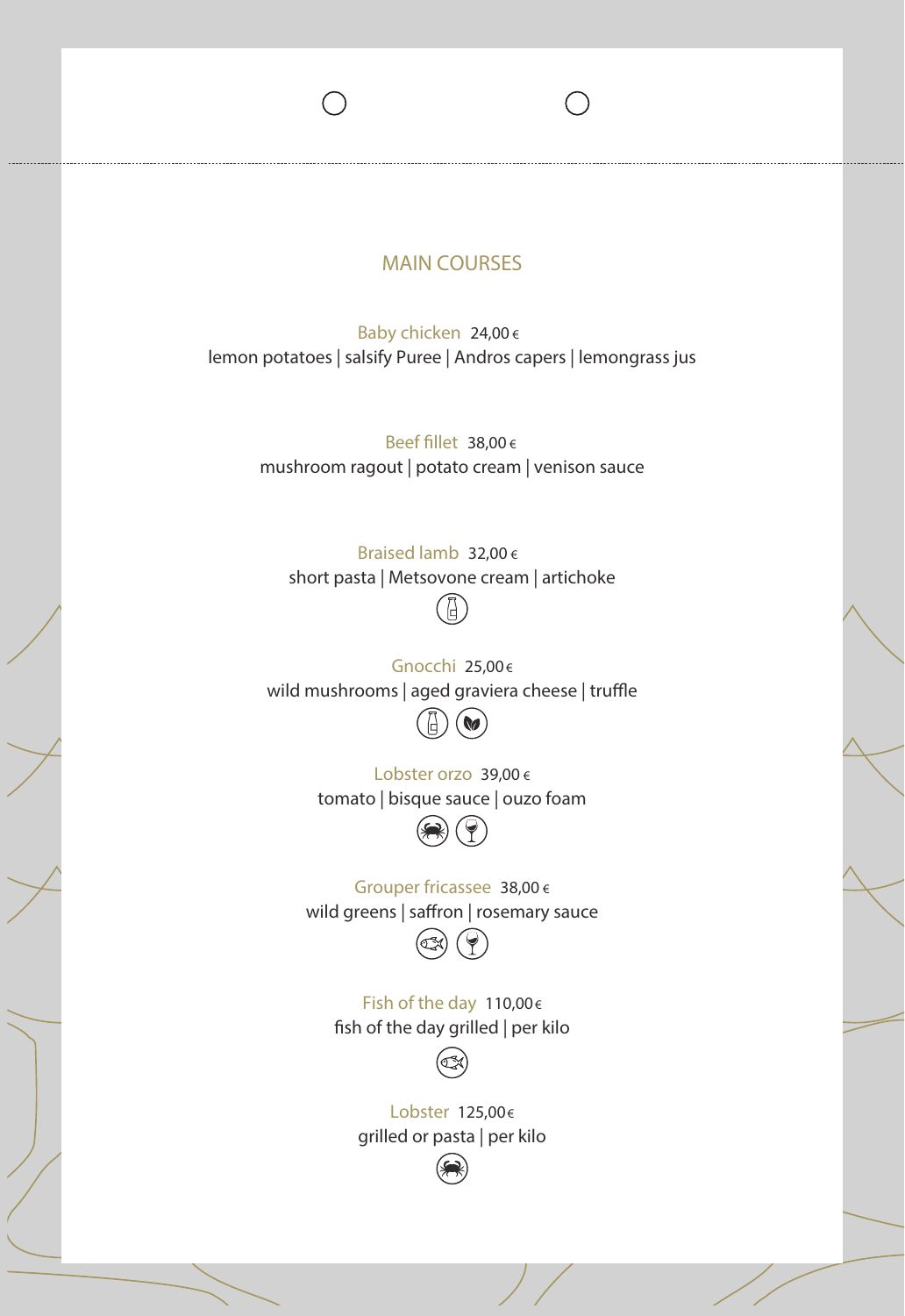## MAIN COURSES

**Baby chicken** 24,00 €
lemon potatoes | salsify Puree | Andros capers | lemongrass jus

**Beef fillet** 38,00 €
mushroom ragout | potato cream | venison sauce

**Braised lamb** 32,00 €
short pasta | Metsovone cream | artichoke

**Gnocchi** 25,00 €
wild mushrooms | aged graviera cheese | truffle

**Lobster orzo** 39,00 €
tomato | bisque sauce | ouzo foam

**Grouper fricassee** 38,00 €
wild greens | saffron | rosemary sauce

**Fish of the day** 110,00 €
fish of the day grilled | per kilo

**Lobster** 125,00 €
grilled or pasta | per kilo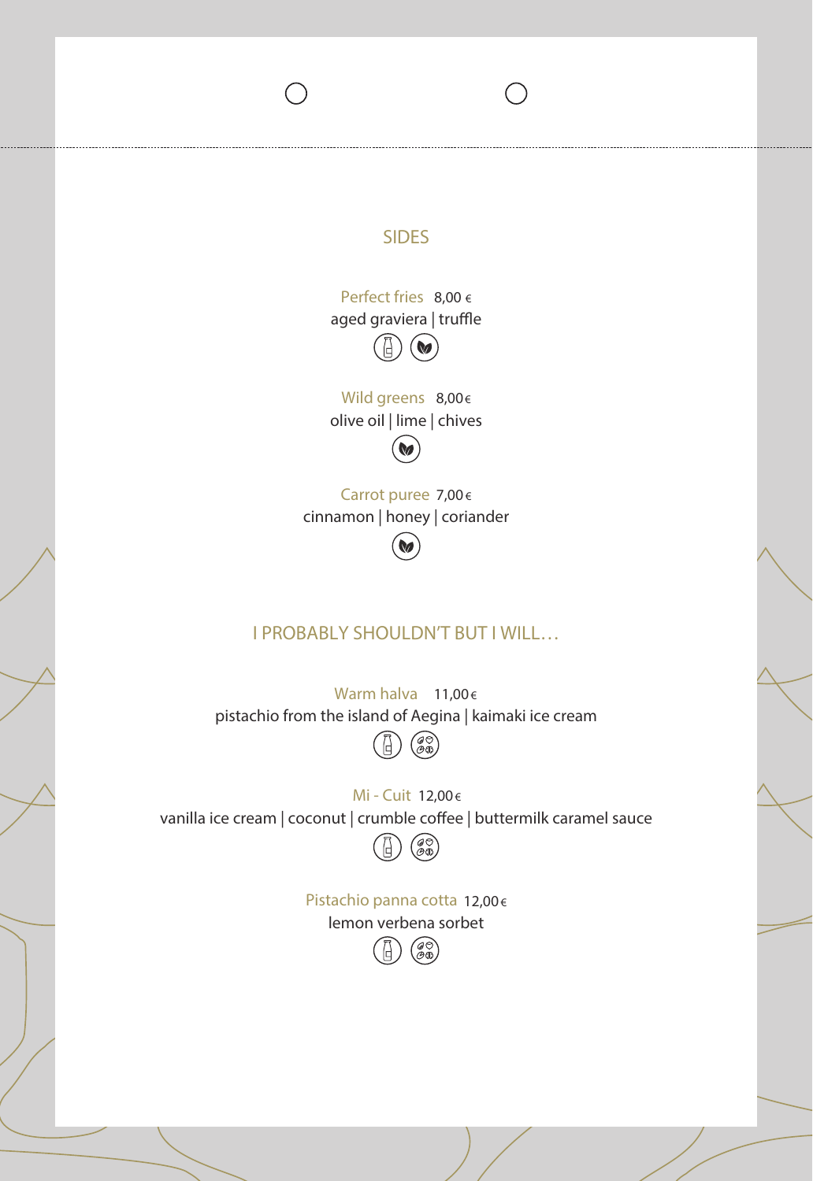## SIDES

**Perfect fries** 8,00 €
aged graviera | truffle

**Wild greens** 8,00€
olive oil | lime | chives

**Carrot puree** 7,00€
cinnamon | honey | coriander

## I PROBABLY SHOULDN'T BUT I WILL…

**Warm halva** 11,00€
pistachio from the island of Aegina | kaimaki ice cream

**Mi - Cuit** 12,00€
vanilla ice cream | coconut | crumble coffee | buttermilk caramel sauce

**Pistachio panna cotta** 12,00€
lemon verbena sorbet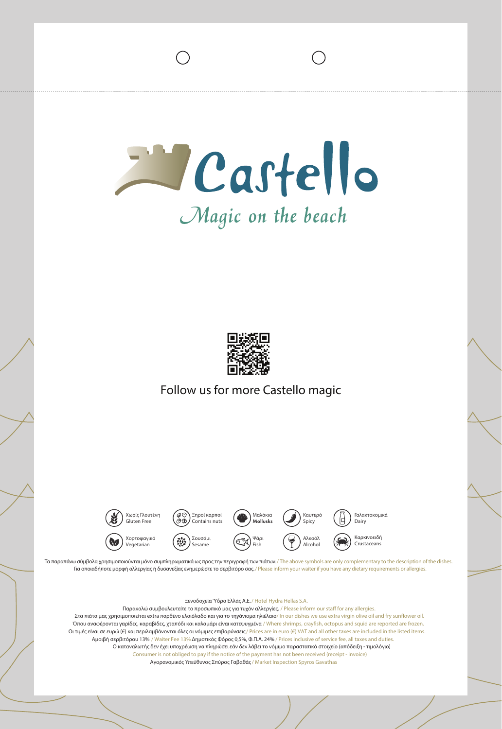# Castello

*Magic on the beach*

Follow us for more Castello magic

| | |
|---|---|
| Χωρίς Γλουτένη / Gluten Free | Χορτοφαγικό / Vegetarian |
| Ξηροί καρποί / Contains nuts | Σουσάμι / Sesame |
| Μαλάκια / **Mollusks** | Ψάρι / Fish |
| Καυτερό / Spicy | Αλκοόλ / Alcohol |
| Γαλακτοκομικά / Dairy | Καρκινοειδή / Crustaceans |

Τα παραπάνω σύμβολα χρησιμοποιούνται μόνο συμπληρωματικά ως προς την περιγραφή των πιάτων. / The above symbols are only complementary to the description of the dishes.
Για οποιαδήποτε μορφή αλλεργίας ή δυσανεξίας ενημερώστε το σερβιτόρο σας. / Please inform your waiter if you have any dietary requirements or allergies.

Ξενοδοχεία Ύδρα Ελλάς Α.Ε. / Hotel Hydra Hellas S.A.
Παρακαλώ συμβουλευτείτε το προσωπικό μας για τυχόν αλλεργίες. / Please inform our staff for any allergies.
Στα πιάτα μας χρησιμοποιείται extra παρθένο ελαιόλαδο και για το τηγάνισμα ηλιέλαιο / In our dishes we use extra virgin olive oil and fry sunflower oil.
Όπου αναφέρονται γαρίδες, καραβίδες, χταπόδι και καλαμάρι είναι κατεψυγμένα / Where shrimps, crayfish, octopus and squid are reported are frozen.
Οι τιμές είναι σε ευρώ (€) και περιλαμβάνονται όλες οι νόμιμες επιβαρύνσεις / Prices are in euro (€) VAT and all other taxes are included in the listed items.
Αμοιβή σερβιτόρου 13% / Waiter Fee 13% Δημοτικός Φόρος 0,5%, Φ.Π.Α. 24% / Prices inclusive of service fee, all taxes and duties.
Ο καταναλωτής δεν έχει υποχρέωση να πληρώσει εάν δεν λάβει το νόμιμο παραστατικό στοιχείο (απόδειξη - τιμολόγιο)
Consumer is not obliged to pay if the notice of the payment has not been received (receipt - invoice)
Αγορανομικός Υπεύθυνος Σπύρος Γαβαθάς / Market Inspection Spyros Gavathas